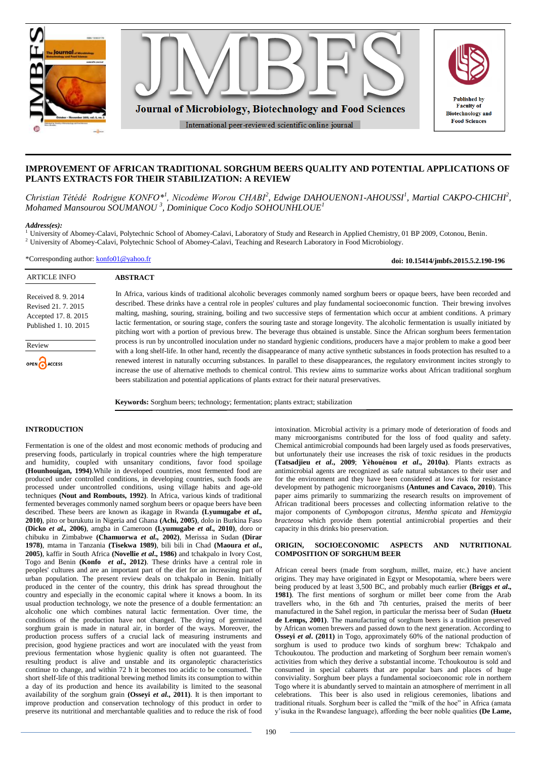# IMPROVEMENT OF AFRICAN TRADITIONAL SORGHUM BEERS QUALITY AND POTENTIAL APPLICATIONS OF PLANTS EXTRACTS FOR THEIR STABILIZATION: A REVIEW

*Christian Tétédé Rodrigue KONFO*[*1], *Nicodème Worou CHABI*[2], *Edwige DAHOUENON1-AHOUSSI*[1], *Martial CAKPO-CHICHI*[2], *Mohamed Mansourou SOUMANOU*[3], *Dominique Coco Kodjo SOHOUNHLOUE*[1]

***Address(es):***
[1] University of Abomey-Calavi, Polytechnic School of Abomey-Calavi, Laboratory of Study and Research in Applied Chemistry, 01 BP 2009, Cotonou, Benin.
[2] University of Abomey-Calavi, Polytechnic School of Abomey-Calavi, Teaching and Research Laboratory in Food Microbiology.

*Corresponding author: konfo01@yahoo.fr

**doi: 10.15414/jmbfs.2015.5.2.190-196**

| ARTICLE INFO |
|---|
| Received 8. 9. 2014 |
| Revised 21. 7. 2015 |
| Accepted 17. 8. 2015 |
| Published 1. 10. 2015 |
| Review |
| OPEN ACCESS |

## ABSTRACT

In Africa, various kinds of traditional alcoholic beverages commonly named sorghum beers or opaque beers, have been recorded and described. These drinks have a central role in peoples' cultures and play fundamental socioeconomic function. Their brewing involves malting, mashing, souring, straining, boiling and two successive steps of fermentation which occur at ambient conditions. A primary lactic fermentation, or souring stage, confers the souring taste and storage longevity. The alcoholic fermentation is usually initiated by pitching wort with a portion of previous brew. The beverage thus obtained is unstable. Since the African sorghum beers fermentation process is run by uncontrolled inoculation under no standard hygienic conditions, producers have a major problem to make a good beer with a long shelf-life. In other hand, recently the disappearance of many active synthetic substances in foods protection has resulted to a renewed interest in naturally occurring substances. In parallel to these disappearances, the regulatory environment incites strongly to increase the use of alternative methods to chemical control. This review aims to summarize works about African traditional sorghum beers stabilization and potential applications of plants extract for their natural preservation.

**Keywords:** Sorghum beers; technology; fermentation; plants extract; stabilization

## INTRODUCTION

Fermentation is one of the oldest and most economic methods of producing and preserving foods, particularly in tropical countries where the high temperature and humidity, coupled with unsanitary conditions, favor food spoilage **(Hounhouigan, 1994)**.While in developed countries, most fermented food are produced under controlled conditions, in developing countries, such foods are processed under uncontrolled conditions, using village habits and age-old techniques **(Nout and Rombouts, 1992)**. In Africa, various kinds of traditional fermented beverages commonly named sorghum beers or opaque beers have been described. These beers are known as ikagage in Rwanda **(Lyumugabe *et al*., 2010)**, pito or burukutu in Nigeria and Ghana **(Achi, 2005)**, dolo in Burkina Faso **(Dicko *et al*., 2006)**, amgba in Cameroon **(Lyumugabe *et al*., 2010)**, doro or chibuku in Zimbabwe **(Chamuorwa *et al*., 2002)**, Merissa in Sudan **(Dirar 1978)**, mtama in Tanzania **(Tisekwa 1989)**, bili bili in Chad **(Maoura *et al*., 2005)**, kaffir in South Africa **(Novellie *et al*., 1986)** and tchakpalo in Ivory Cost, Togo and Benin **(Konfo *et al*., 2012)**. These drinks have a central role in peoples' cultures and are an important part of the diet for an increasing part of urban population. The present review deals on tchakpalo in Benin. Initially produced in the center of the country, this drink has spread throughout the country and especially in the economic capital where it knows a boom. In its usual production technology, we note the presence of a double fermentation: an alcoholic one which combines natural lactic fermentation. Over time, the conditions of the production have not changed. The drying of germinated sorghum grain is made in natural air, in border of the ways. Moreover, the production process suffers of a crucial lack of measuring instruments and precision, good hygiene practices and wort are inoculated with the yeast from previous fermentation whose hygienic quality is often not guaranteed. The resulting product is alive and unstable and its organoleptic characteristics continue to change, and within 72 h it becomes too acidic to be consumed. The short shelf-life of this traditional brewing method limits its consumption to within a day of its production and hence its availability is limited to the seasonal availability of the sorghum grain **(Osseyi *et al*., 2011)**. It is then important to improve production and conservation technology of this product in order to preserve its nutritional and merchantable qualities and to reduce the risk of food intoxination. Microbial activity is a primary mode of deterioration of foods and many microorganisms contributed for the loss of food quality and safety. Chemical antimicrobial compounds had been largely used as foods preservatives, but unfortunately their use increases the risk of toxic residues in the products **(Tatsadjieu *et al*., 2009; Yèhouénou *et al*., 2010a)**. Plants extracts as antimicrobial agents are recognized as safe natural substances to their user and for the environment and they have been considered at low risk for resistance development by pathogenic microorganisms **(Antunes and Cavaco, 2010)**. This paper aims primarily to summarizing the research results on improvement of African traditional beers processes and collecting information relative to the major components of *Cymbopogon citratus*, *Mentha spicata* and *Hemizygia bracteosa* which provide them potential antimicrobial properties and their capacity in this drinks bio preservation.

## ORIGIN, SOCIOECONOMIC ASPECTS AND NUTRITIONAL COMPOSITION OF SORGHUM BEER

African cereal beers (made from sorghum, millet, maize, etc.) have ancient origins. They may have originated in Egypt or Mesopotamia, where beers were being produced by at least 3,500 BC, and probably much earlier **(Briggs *et al*., 1981)**. The first mentions of sorghum or millet beer come from the Arab travellers who, in the 6th and 7th centuries, praised the merits of beer manufactured in the Sahel region, in particular the merissa beer of Sudan **(Huetz de Lemps, 2001)**. The manufacturing of sorghum beers is a tradition preserved by African women brewers and passed down to the next generation. According to **Osseyi *et al*. (2011)** in Togo, approximately 60% of the national production of sorghum is used to produce two kinds of sorghum brew: Tchakpalo and Tchoukoutou. The production and marketing of Sorghum beer remain women's activities from which they derive a substantial income. Tchoukoutou is sold and consumed in special cabarets that are popular bars and places of huge conviviality. Sorghum beer plays a fundamental socioeconomic role in northern Togo where it is abundantly served to maintain an atmosphere of merriment in all celebrations. This beer is also used in religious ceremonies, libations and traditional rituals. Sorghum beer is called the "milk of the hoe" in Africa (amata y'isuka in the Rwandese language), affording the beer noble qualities **(De Lame,**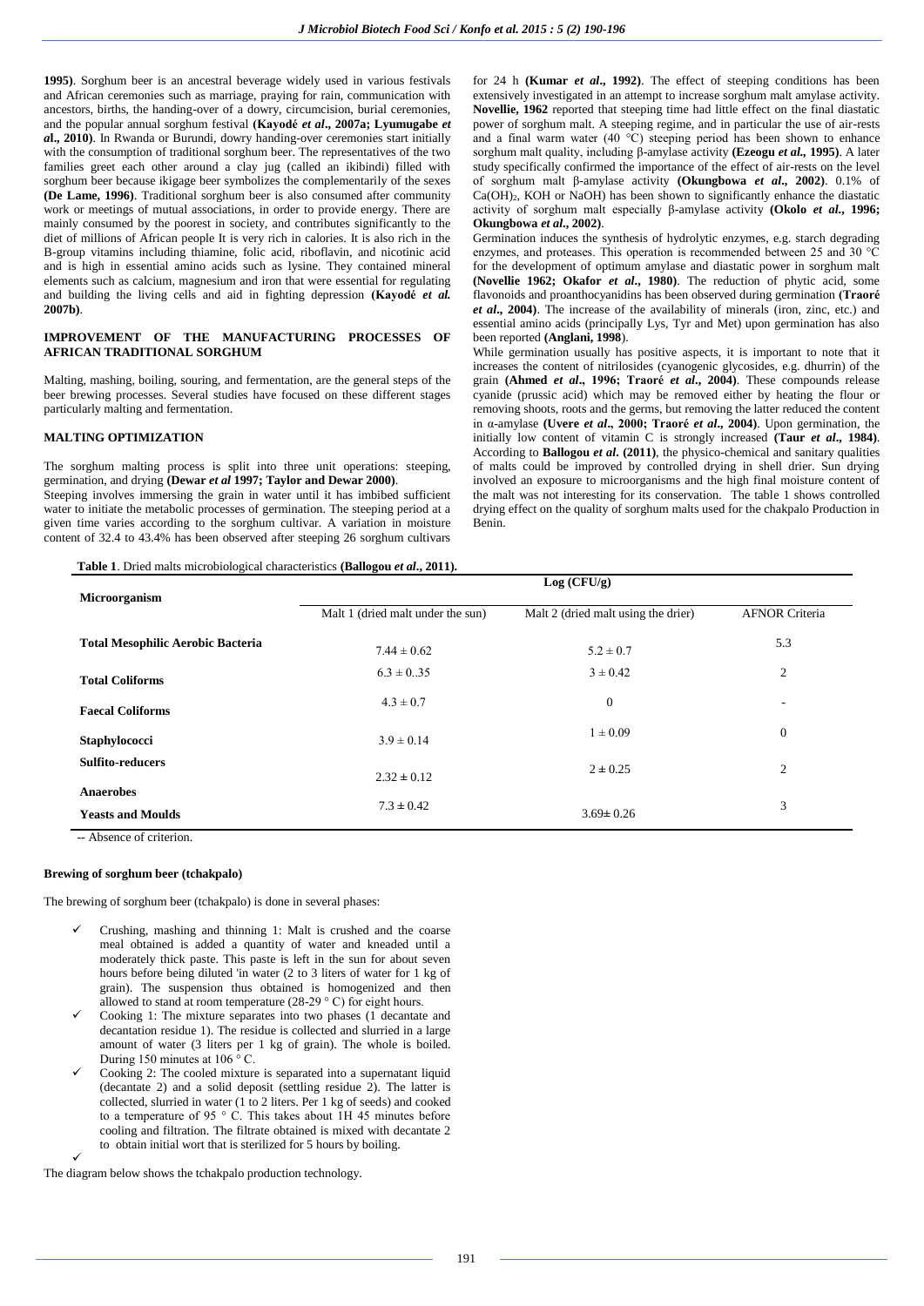**1995)**. Sorghum beer is an ancestral beverage widely used in various festivals and African ceremonies such as marriage, praying for rain, communication with ancestors, births, the handing-over of a dowry, circumcision, burial ceremonies, and the popular annual sorghum festival **(Kayodé *et al*., 2007a; Lyumugabe *et al*., 2010)**. In Rwanda or Burundi, dowry handing-over ceremonies start initially with the consumption of traditional sorghum beer. The representatives of the two families greet each other around a clay jug (called an ikibindi) filled with sorghum beer because ikigage beer symbolizes the complementarily of the sexes **(De Lame, 1996)**. Traditional sorghum beer is also consumed after community work or meetings of mutual associations, in order to provide energy. There are mainly consumed by the poorest in society, and contributes significantly to the diet of millions of African people It is very rich in calories. It is also rich in the B-group vitamins including thiamine, folic acid, riboflavin, and nicotinic acid and is high in essential amino acids such as lysine. They contained mineral elements such as calcium, magnesium and iron that were essential for regulating and building the living cells and aid in fighting depression **(Kayodé *et al.* 2007b)**.

## IMPROVEMENT OF THE MANUFACTURING PROCESSES OF AFRICAN TRADITIONAL SORGHUM

Malting, mashing, boiling, souring, and fermentation, are the general steps of the beer brewing processes. Several studies have focused on these different stages particularly malting and fermentation.

### MALTING OPTIMIZATION

The sorghum malting process is split into three unit operations: steeping, germination, and drying **(Dewar *et al* 1997; Taylor and Dewar 2000)**.

Steeping involves immersing the grain in water until it has imbibed sufficient water to initiate the metabolic processes of germination. The steeping period at a given time varies according to the sorghum cultivar. A variation in moisture content of 32.4 to 43.4% has been observed after steeping 26 sorghum cultivars for 24 h **(Kumar *et al*., 1992)**. The effect of steeping conditions has been extensively investigated in an attempt to increase sorghum malt amylase activity. **Novellie, 1962** reported that steeping time had little effect on the final diastatic power of sorghum malt. A steeping regime, and in particular the use of air-rests and a final warm water (40 °C) steeping period has been shown to enhance sorghum malt quality, including β-amylase activity **(Ezeogu *et al*., 1995)**. A later study specifically confirmed the importance of the effect of air-rests on the level of sorghum malt β-amylase activity **(Okungbowa *et al*., 2002)**. 0.1% of $Ca(OH)_2$, KOH or NaOH) has been shown to significantly enhance the diastatic activity of sorghum malt especially β-amylase activity **(Okolo *et al*., 1996; Okungbowa *et al*., 2002)**.

Germination induces the synthesis of hydrolytic enzymes, e.g. starch degrading enzymes, and proteases. This operation is recommended between 25 and 30 °C for the development of optimum amylase and diastatic power in sorghum malt **(Novellie 1962; Okafor *et al*., 1980)**. The reduction of phytic acid, some flavonoids and proanthocyanidins has been observed during germination **(Traoré *et al*., 2004)**. The increase of the availability of minerals (iron, zinc, etc.) and essential amino acids (principally Lys, Tyr and Met) upon germination has also been reported **(Anglani, 1998)**.

While germination usually has positive aspects, it is important to note that it increases the content of nitrilosides (cyanogenic glycosides, e.g. dhurrin) of the grain **(Ahmed *et al*., 1996; Traoré *et al*., 2004)**. These compounds release cyanide (prussic acid) which may be removed either by heating the flour or removing shoots, roots and the germs, but removing the latter reduced the content in α-amylase **(Uvere *et al*., 2000; Traoré *et al*., 2004)**. Upon germination, the initially low content of vitamin C is strongly increased **(Taur *et al*., 1984)**. According to **Ballogou *et al*. (2011)**, the physico-chemical and sanitary qualities of malts could be improved by controlled drying in shell drier. Sun drying involved an exposure to microorganisms and the high final moisture content of the malt was not interesting for its conservation. The table 1 shows controlled drying effect on the quality of sorghum malts used for the chakpalo Production in Benin.

**Table 1**. Dried malts microbiological characteristics **(Ballogou *et al*., 2011)**.

| Microorganism | Log (CFU/g) | | |
|---|---|---|---|
| | Malt 1 (dried malt under the sun) | Malt 2 (dried malt using the drier) | AFNOR Criteria |
| **Total Mesophilic Aerobic Bacteria** | 7.44 ± 0.62 | 5.2 ± 0.7 | 5.3 |
| **Total Coliforms** | 6.3 ± 0..35 | 3 ± 0.42 | 2 |
| **Faecal Coliforms** | 4.3 ± 0.7 | 0 | - |
| **Staphylococci** | 3.9 ± 0.14 | 1 ± 0.09 | 0 |
| **Sulfito-reducers Anaerobes** | 2.32 ± 0.12 | 2 ± 0.25 | 2 |
| **Yeasts and Moulds** | 7.3 ± 0.42 | 3.69± 0.26 | 3 |

-- Absence of criterion.

#### Brewing of sorghum beer (tchakpalo)

The brewing of sorghum beer (tchakpalo) is done in several phases:

- Crushing, mashing and thinning 1: Malt is crushed and the coarse meal obtained is added a quantity of water and kneaded until a moderately thick paste. This paste is left in the sun for about seven hours before being diluted 'in water (2 to 3 liters of water for 1 kg of grain). The suspension thus obtained is homogenized and then allowed to stand at room temperature (28-29 ° C) for eight hours.
- Cooking 1: The mixture separates into two phases (1 decantate and decantation residue 1). The residue is collected and slurried in a large amount of water (3 liters per 1 kg of grain). The whole is boiled. During 150 minutes at 106 ° C.
- Cooking 2: The cooled mixture is separated into a supernatant liquid (decantate 2) and a solid deposit (settling residue 2). The latter is collected, slurried in water (1 to 2 liters. Per 1 kg of seeds) and cooked to a temperature of 95 ° C. This takes about 1H 45 minutes before cooling and filtration. The filtrate obtained is mixed with decantate 2 to obtain initial wort that is sterilized for 5 hours by boiling.

The diagram below shows the tchakpalo production technology.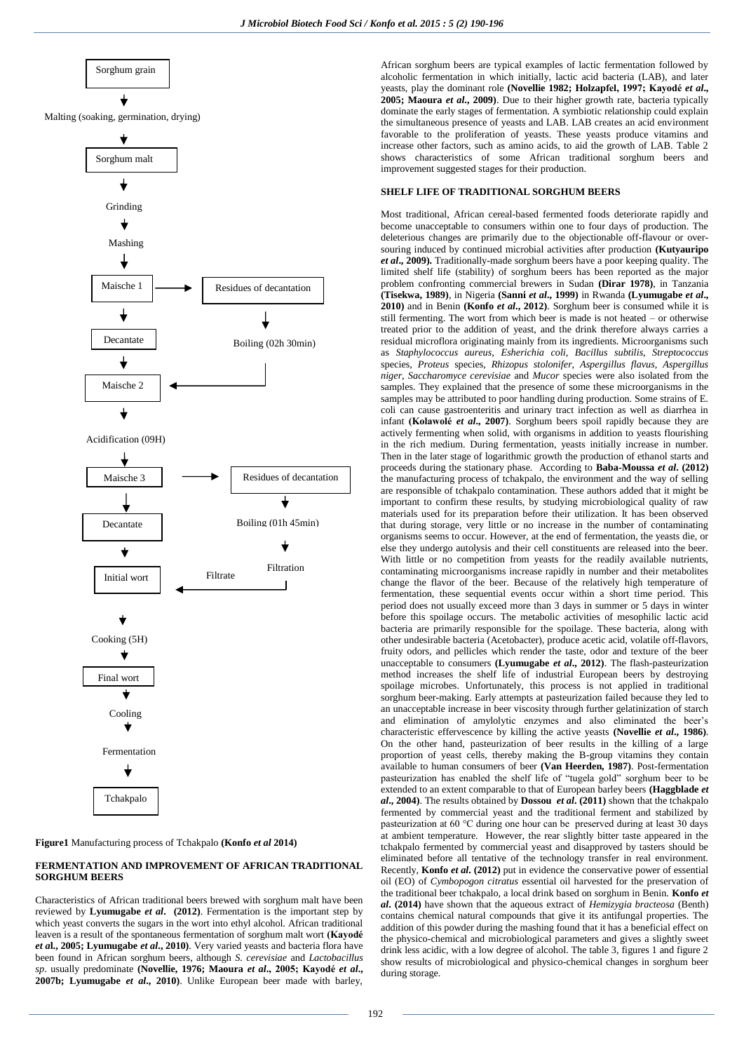Sorghum grain
↓
Malting (soaking, germination, drying)
↓
Sorghum malt
↓
Grinding
↓
Mashing
↓
Maische 1 → Residues of decantation → Boiling (02h 30min)
↓
Decantate
↓
Maische 2 ← (boiled residues)
↓
Acidification (09H)
↓
Maische 3 → Residues of decantation → Boiling (01h 45min) → Filtration → Filtrate
↓
Decantate
↓
Initial wort ← Filtrate
↓
Cooking (5H)
↓
Final wort
↓
Cooling
↓
Fermentation
↓
Tchakpalo

**Figure1** Manufacturing process of Tchakpalo **(Konfo *et al* 2014)**

## FERMENTATION AND IMPROVEMENT OF AFRICAN TRADITIONAL SORGHUM BEERS

Characteristics of African traditional beers brewed with sorghum malt have been reviewed by **Lyumugabe *et al*. (2012)**. Fermentation is the important step by which yeast converts the sugars in the wort into ethyl alcohol. African traditional leaven is a result of the spontaneous fermentation of sorghum malt wort **(Kayodé *et al*., 2005; Lyumugabe *et al*., 2010)**. Very varied yeasts and bacteria flora have been found in African sorghum beers, although *S. cerevisiae* and *Lactobacillus sp*. usually predominate **(Novellie, 1976; Maoura *et al*., 2005; Kayodé *et al*., 2007b; Lyumugabe *et al*., 2010)**. Unlike European beer made with barley, African sorghum beers are typical examples of lactic fermentation followed by alcoholic fermentation in which initially, lactic acid bacteria (LAB), and later yeasts, play the dominant role **(Novellie 1982; Holzapfel, 1997; Kayodé *et al*., 2005; Maoura *et al*., 2009)**. Due to their higher growth rate, bacteria typically dominate the early stages of fermentation. A symbiotic relationship could explain the simultaneous presence of yeasts and LAB. LAB creates an acid environment favorable to the proliferation of yeasts. These yeasts produce vitamins and increase other factors, such as amino acids, to aid the growth of LAB. Table 2 shows characteristics of some African traditional sorghum beers and improvement suggested stages for their production.

## SHELF LIFE OF TRADITIONAL SORGHUM BEERS

Most traditional, African cereal-based fermented foods deteriorate rapidly and become unacceptable to consumers within one to four days of production. The deleterious changes are primarily due to the objectionable off-flavour or over-souring induced by continued microbial activities after production **(Kutyauripo *et al*., 2009).** Traditionally-made sorghum beers have a poor keeping quality. The limited shelf life (stability) of sorghum beers has been reported as the major problem confronting commercial brewers in Sudan **(Dirar 1978)**, in Tanzania **(Tisekwa, 1989)**, in Nigeria **(Sanni *et al*., 1999)** in Rwanda **(Lyumugabe *et al*., 2010)** and in Benin **(Konfo *et al*., 2012)**. Sorghum beer is consumed while it is still fermenting. The wort from which beer is made is not heated – or otherwise treated prior to the addition of yeast, and the drink therefore always carries a residual microflora originating mainly from its ingredients. Microorganisms such as *Staphylococcus aureus*, *Esherichia coli*, *Bacillus subtilis*, *Streptococcus* species, *Proteus* species, *Rhizopus stolonifer*, *Aspergillus flavus*, *Aspergillus niger*, *Saccharomyce cerevisiae* and *Mucor* species were also isolated from the samples. They explained that the presence of some these microorganisms in the samples may be attributed to poor handling during production. Some strains of E. coli can cause gastroenteritis and urinary tract infection as well as diarrhea in infant **(Kolawolé *et al*., 2007)**. Sorghum beers spoil rapidly because they are actively fermenting when solid, with organisms in addition to yeasts flourishing in the rich medium. During fermentation, yeasts initially increase in number. Then in the later stage of logarithmic growth the production of ethanol starts and proceeds during the stationary phase. According to **Baba-Moussa *et al*. (2012)** the manufacturing process of tchakpalo, the environment and the way of selling are responsible of tchakpalo contamination. These authors added that it might be important to confirm these results, by studying microbiological quality of raw materials used for its preparation before their utilization. It has been observed that during storage, very little or no increase in the number of contaminating organisms seems to occur. However, at the end of fermentation, the yeasts die, or else they undergo autolysis and their cell constituents are released into the beer. With little or no competition from yeasts for the readily available nutrients, contaminating microorganisms increase rapidly in number and their metabolites change the flavor of the beer. Because of the relatively high temperature of fermentation, these sequential events occur within a short time period. This period does not usually exceed more than 3 days in summer or 5 days in winter before this spoilage occurs. The metabolic activities of mesophilic lactic acid bacteria are primarily responsible for the spoilage. These bacteria, along with other undesirable bacteria (Acetobacter), produce acetic acid, volatile off-flavors, fruity odors, and pellicles which render the taste, odor and texture of the beer unacceptable to consumers **(Lyumugabe *et al*., 2012)**. The flash-pasteurization method increases the shelf life of industrial European beers by destroying spoilage microbes. Unfortunately, this process is not applied in traditional sorghum beer-making. Early attempts at pasteurization failed because they led to an unacceptable increase in beer viscosity through further gelatinization of starch and elimination of amylolytic enzymes and also eliminated the beer's characteristic effervescence by killing the active yeasts **(Novellie *et al*., 1986)**. On the other hand, pasteurization of beer results in the killing of a large proportion of yeast cells, thereby making the B-group vitamins they contain available to human consumers of beer **(Van Heerden, 1987)**. Post-fermentation pasteurization has enabled the shelf life of "tugela gold" sorghum beer to be extended to an extent comparable to that of European barley beers **(Haggblade *et al*., 2004)**. The results obtained by **Dossou *et al*. (2011)** shown that the tchakpalo fermented by commercial yeast and the traditional ferment and stabilized by pasteurization at 60 °C during one hour can be preserved during at least 30 days at ambient temperature. However, the rear slightly bitter taste appeared in the tchakpalo fermented by commercial yeast and disapproved by tasters should be eliminated before all tentative of the technology transfer in real environment. Recently, **Konfo *et al*. (2012)** put in evidence the conservative power of essential oil (EO) of *Cymbopogon citratus* essential oil harvested for the preservation of the traditional beer tchakpalo, a local drink based on sorghum in Benin. **Konfo *et al*. (2014)** have shown that the aqueous extract of *Hemizygia bracteosa* (Benth) contains chemical natural compounds that give it its antifungal properties. The addition of this powder during the mashing found that it has a beneficial effect on the physico-chemical and microbiological parameters and gives a slightly sweet drink less acidic, with a low degree of alcohol. The table 3, figures 1 and figure 2 show results of microbiological and physico-chemical changes in sorghum beer during storage.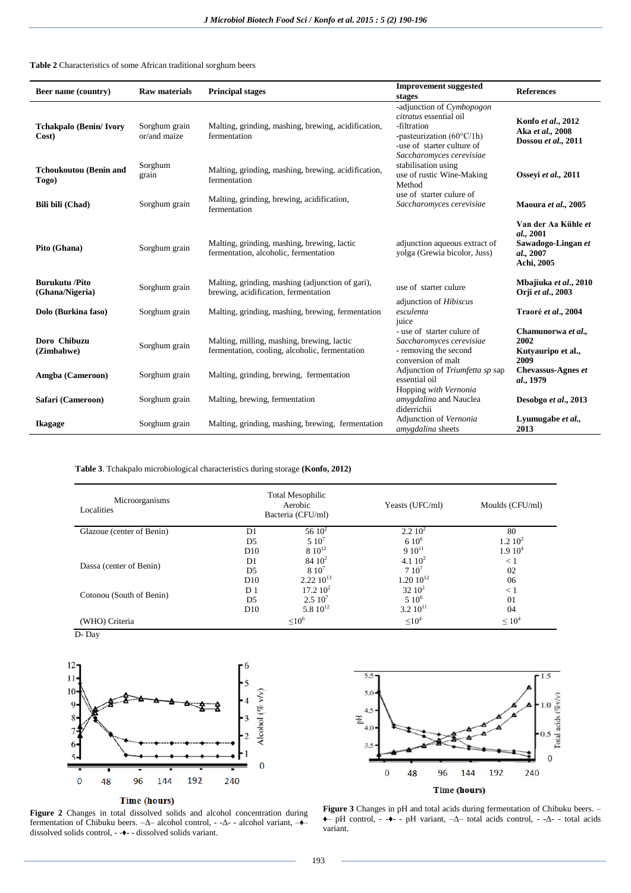**Table 2** Characteristics of some African traditional sorghum beers

| Beer name (country) | Raw materials | Principal stages | Improvement suggested stages | References |
|---|---|---|---|---|
| **Tchakpalo (Benin/ Ivory Cost)** | Sorghum grain or/and maize | Malting, grinding, mashing, brewing, acidification, fermentation | -adjunction of *Cymbopogon citratus* essential oil<br>-filtration<br>-pasteurization (60°C/1h)<br>-use of starter culture of *Saccharomyces cerevisiae* | **Konfo *et al.*, 2012**<br>**Aka *et al.*, 2008**<br>**Dossou *et al.*, 2011** |
| **Tchoukoutou (Benin and Togo)** | Sorghum grain | Malting, grinding, mashing, brewing, acidification, fermentation | stabilisation using use of rustic Wine-Making Method | **Osseyi *et al.*, 2011** |
| **Bili bili (Chad)** | Sorghum grain | Malting, grinding, brewing, acidification, fermentation | use of starter culure of *Saccharomyces cerevisiae* | **Maoura *et al.*, 2005** |
| **Pito (Ghana)** | Sorghum grain | Malting, grinding, mashing, brewing, lactic fermentation, alcoholic, fermentation | adjunction aqueous extract of yolga (Grewia bicolor, Juss) | **Van der Aa Kühle *et al.*, 2001**<br>**Sawadogo-Lingan *et al.*, 2007**<br>**Achi, 2005** |
| **Burukutu /Pito (Ghana/Nigeria)** | Sorghum grain | Malting, grinding, mashing (adjunction of gari), brewing, acidification, fermentation | use of starter culure | **Mbajiuka *et al.*, 2010**<br>**Orji *et al.*, 2003** |
| **Dolo (Burkina faso)** | Sorghum grain | Malting, grinding, mashing, brewing, fermentation | adjunction of *Hibiscus esculenta* juice | **Traoré *et al.*, 2004** |
| **Doro Chibuzu (Zimbabwe)** | Sorghum grain | Malting, milling, mashing, brewing, lactic fermentation, cooling, alcoholic, fermentation | - use of starter culure of *Saccharomyces cerevisiae*<br>- removing the second conversion of malt | **Chamunorwa *et al.*, 2002**<br>**Kutyauripo et al., 2009** |
| **Amgba (Cameroon)** | Sorghum grain | Malting, grinding, brewing, fermentation | Adjunction of *Triumfetta sp* sap essential oil | **Chevassus-Agnes *et al.*, 1979** |
| **Safari (Cameroon)** | Sorghum grain | Malting, brewing, fermentation | Hopping *with Vernonia amygdalina* and Nauclea diderrichii | **Desobgo *et al.*, 2013** |
| **Ikagage** | Sorghum grain | Malting, grinding, mashing, brewing, fermentation | Adjunction of *Vernonia amygdalina* sheets | **Lyumugabe *et al.*, 2013** |

**Table 3**. Tchakpalo microbiological characteristics during storage **(Konfo, 2012)**

| Microorganisms / Localities | | Total Mesophilic Aerobic Bacteria (CFU/ml) | Yeasts (UFC/ml) | Moulds (CFU/ml) |
|---|---|---|---|---|
| Glazoue (center of Benin) | D1 | $56\ 10^{2}$ | $2.2\ 10^{2}$ | 80 |
| | D5 | $5\ 10^{7}$ | $6\ 10^{6}$ | $1.2\ 10^{2}$ |
| | D10 | $8\ 10^{12}$ | $9\ 10^{11}$ | $1.9\ 10^{4}$ |
| Dassa (center of Benin) | D1 | $84\ 10^{2}$ | $4.1\ 10^{2}$ | < 1 |
| | D5 | $8\ 10^{7}$ | $7\ 10^{7}$ | 02 |
| | D10 | $2.22\ 10^{13}$ | $1.20\ 10^{12}$ | 06 |
| Cotonou (South of Benin) | D 1 | $17.2\ 10^{2}$ | $32\ 10^{2}$ | < 1 |
| | D5 | $2.5\ 10^{7}$ | $5\ 10^{6}$ | 01 |
| | D10 | $5.8\ 10^{12}$ | $3.2\ 10^{11}$ | 04 |
| (WHO) Criteria | | $\leq 10^{6}$ | $\leq 10^{4}$ | $\leq 10^{4}$ |

D- Day

**Figure 2** Changes in total dissolved solids and alcohol concentration during fermentation of Chibuku beers. –Δ– alcohol control, - -Δ- - alcohol variant, –♦– dissolved solids control, - -♦- - dissolved solids variant.

**Figure 3** Changes in pH and total acids during fermentation of Chibuku beers. –♦– pH control, - -♦- - pH variant, –Δ– total acids control, - -Δ- - total acids variant.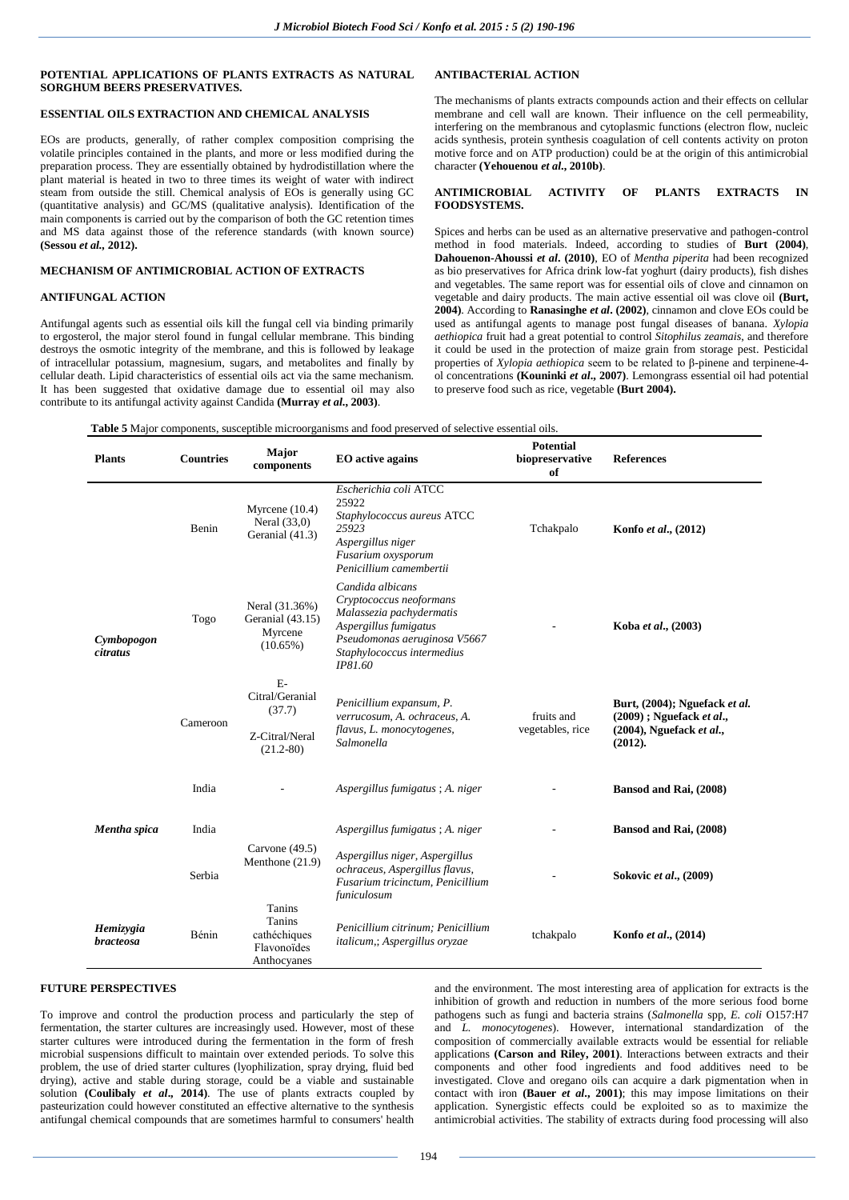## POTENTIAL APPLICATIONS OF PLANTS EXTRACTS AS NATURAL SORGHUM BEERS PRESERVATIVES.

### ESSENTIAL OILS EXTRACTION AND CHEMICAL ANALYSIS

EOs are products, generally, of rather complex composition comprising the volatile principles contained in the plants, and more or less modified during the preparation process. They are essentially obtained by hydrodistillation where the plant material is heated in two to three times its weight of water with indirect steam from outside the still. Chemical analysis of EOs is generally using GC (quantitative analysis) and GC/MS (qualitative analysis). Identification of the main components is carried out by the comparison of both the GC retention times and MS data against those of the reference standards (with known source) **(Sessou *et al.*, 2012).**

### MECHANISM OF ANTIMICROBIAL ACTION OF EXTRACTS

#### ANTIFUNGAL ACTION

Antifungal agents such as essential oils kill the fungal cell via binding primarily to ergosterol, the major sterol found in fungal cellular membrane. This binding destroys the osmotic integrity of the membrane, and this is followed by leakage of intracellular potassium, magnesium, sugars, and metabolites and finally by cellular death. Lipid characteristics of essential oils act via the same mechanism. It has been suggested that oxidative damage due to essential oil may also contribute to its antifungal activity against Candida **(Murray *et al.*, 2003)**.

#### ANTIBACTERIAL ACTION

The mechanisms of plants extracts compounds action and their effects on cellular membrane and cell wall are known. Their influence on the cell permeability, interfering on the membranous and cytoplasmic functions (electron flow, nucleic acids synthesis, protein synthesis coagulation of cell contents activity on proton motive force and on ATP production) could be at the origin of this antimicrobial character **(Yehouenou *et al.*, 2010b)**.

### ANTIMICROBIAL ACTIVITY OF PLANTS EXTRACTS IN FOODSYSTEMS.

Spices and herbs can be used as an alternative preservative and pathogen-control method in food materials. Indeed, according to studies of **Burt (2004)**, **Dahouenon-Ahoussi *et al*. (2010)**, EO of *Mentha piperita* had been recognized as bio preservatives for Africa drink low-fat yoghurt (dairy products), fish dishes and vegetables. The same report was for essential oils of clove and cinnamon on vegetable and dairy products. The main active essential oil was clove oil **(Burt, 2004)**. According to **Ranasinghe *et al*. (2002)**, cinnamon and clove EOs could be used as antifungal agents to manage post fungal diseases of banana. *Xylopia aethiopica* fruit had a great potential to control *Sitophilus zeamais*, and therefore it could be used in the protection of maize grain from storage pest. Pesticidal properties of *Xylopia aethiopica* seem to be related to β-pinene and terpinene-4-ol concentrations **(Kouninki *et al*., 2007)**. Lemongrass essential oil had potential to preserve food such as rice, vegetable **(Burt 2004).**

**Table 5** Major components, susceptible microorganisms and food preserved of selective essential oils.

| Plants | Countries | Major components | EO active agains | Potential biopreservative of | References |
|---|---|---|---|---|---|
| *Cymbopogon citratus* | Benin | Myrcene (10.4) Neral (33,0) Geranial (41.3) | *Escherichia coli* ATCC 25922 *Staphylococcus aureus* ATCC *25923* *Aspergillus niger* *Fusarium oxysporum* *Penicillium camembertii* | Tchakpalo | **Konfo *et al*., (2012)** |
| | Togo | Neral (31.36%) Geranial (43.15) Myrcene (10.65%) | *Candida albicans* *Cryptococcus neoformans* *Malassezia pachydermatis* *Aspergillus fumigatus* *Pseudomonas aeruginosa V5667* *Staphylococcus intermedius IP81.60* | - | **Koba *et al*., (2003)** |
| | Cameroon | E-Citral/Geranial (37.7) Z-Citral/Neral (21.2-80) | *Penicillium expansum, P. verrucosum, A. ochraceus, A. flavus, L. monocytogenes, Salmonella* | fruits and vegetables, rice | **Burt, (2004); Nguefack *et al*. (2009) ; Nguefack *et al*., (2004), Nguefack *et al*., (2012).** |
| | India | - | *Aspergillus fumigatus* ; *A. niger* | - | **Bansod and Rai, (2008)** |
| *Mentha spica* | India | Carvone (49.5) Menthone (21.9) | *Aspergillus fumigatus* ; *A. niger* | - | **Bansod and Rai, (2008)** |
| | Serbia | | *Aspergillus niger, Aspergillus ochraceus, Aspergillus flavus, Fusarium tricinctum, Penicillium funiculosum* | - | **Sokovic *et al*., (2009)** |
| *Hemizygia bracteosa* | Bénin | Tanins Tanins cathéchiques Flavonoïdes Anthocyanes | *Penicillium citrinum; Penicillium italicum,; Aspergillus oryzae* | tchakpalo | **Konfo *et al*., (2014)** |

## FUTURE PERSPECTIVES

To improve and control the production process and particularly the step of fermentation, the starter cultures are increasingly used. However, most of these starter cultures were introduced during the fermentation in the form of fresh microbial suspensions difficult to maintain over extended periods. To solve this problem, the use of dried starter cultures (lyophilization, spray drying, fluid bed drying), active and stable during storage, could be a viable and sustainable solution **(Coulibaly *et al*., 2014)**. The use of plants extracts coupled by pasteurization could however constituted an effective alternative to the synthesis antifungal chemical compounds that are sometimes harmful to consumers' health and the environment. The most interesting area of application for extracts is the inhibition of growth and reduction in numbers of the more serious food borne pathogens such as fungi and bacteria strains (*Salmonella* spp, *E. coli* O157:H7 and *L. monocytogenes*). However, international standardization of the composition of commercially available extracts would be essential for reliable applications **(Carson and Riley, 2001)**. Interactions between extracts and their components and other food ingredients and food additives need to be investigated. Clove and oregano oils can acquire a dark pigmentation when in contact with iron **(Bauer *et al*., 2001)**; this may impose limitations on their application. Synergistic effects could be exploited so as to maximize the antimicrobial activities. The stability of extracts during food processing will also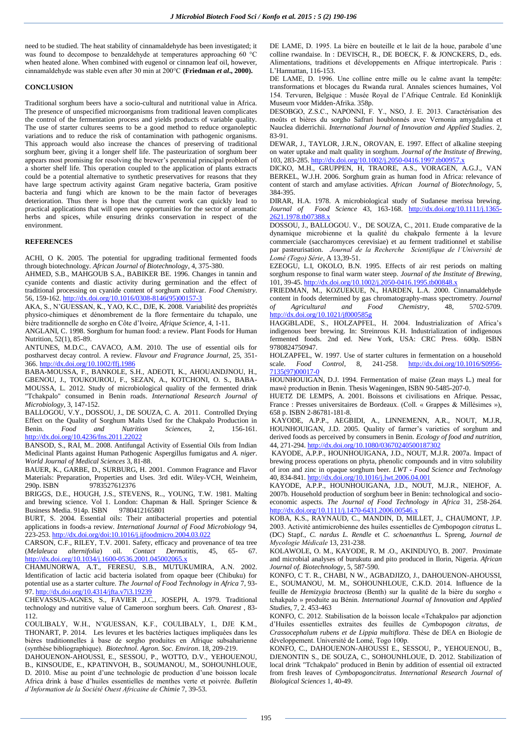need to be studied. The heat stability of cinnamaldehyde has been investigated; it was found to decompose to benzaldehyde at temperatures approaching 60 °C when heated alone. When combined with eugenol or cinnamon leaf oil, however, cinnamaldehyde was stable even after 30 min at 200°C **(Friedman *et al*., 2000).**

## CONCLUSION

Traditional sorghum beers have a socio-cultural and nutritional value in Africa. The presence of unspecified microorganisms from traditional leaven complicates the control of the fermentation process and yields products of variable quality. The use of starter cultures seems to be a good method to reduce organoleptic variations and to reduce the risk of contamination with pathogenic organisms. This approach would also increase the chances of preserving of traditional sorghum beer, giving it a longer shelf life. The pasteurization of sorghum beer appears most promising for resolving the brewer's perennial principal problem of a shorter shelf life. This operation coupled to the application of plants extracts could be a potential alternative to synthetic preservatives for reasons that they have large spectrum activity against Gram negative bacteria, Gram positive bacteria and fungi which are known to be the main factor of beverages deterioration. Thus there is hope that the current work can quickly lead to practical applications that will open new opportunities for the sector of aromatic herbs and spices, while ensuring drinks conservation in respect of the environment.

## REFERENCES

ACHI, O K. 2005. The potential for upgrading traditional fermented foods through biotechnology. *African Journal of Biotechnology*, 4, 375-380.

AHMED, S.B., MAHGOUB S.A., BABIKER BE. 1996. Changes in tannin and cyanide contents and diastic activity during germination and the effect of traditional processing on cyanide content of sorghum cultivar. *Food Chemistry*. 56, 159-162. http://dx.doi.org/10.1016/0308-8146(95)00157-3

AKA, S., N'GUESSAN, K., YAO, K.C., DJE, K. 2008. Variabilité des propriétés physico-chimiques et dénombrement de la flore fermentaire du tchapalo, une bière traditionnelle de sorgho en Côte d'Ivoire, *Afrique Science*, 4, 1-11.

ANGLANI, C. 1998. Sorghum for human food: a review. Plant Foods for Human Nutrition, 52(1), 85-89.

ANTUNES, M.D.C., CAVACO, A.M. 2010. The use of essential oils for postharvest decay control. A review. *Flavour and Fragrance Journal*, 25, 351-366. http://dx.doi.org/10.1002/ffj.1986

BABA-MOUSSA, F., BANKOLE, S.H., ADEOTI, K., AHOUANDJNOU, H., GBENOU, J., TOUKOUROU, F., SEZAN, A., KOTCHONI, O. S., BABA-MOUSSA, L. 2012. Study of microbiological quality of the fermented drink "Tchakpalo" consumed in Benin roads. *International Research Journal of Microbiology*, 3, 147-152.

BALLOGOU, V.Y., DOSSOU, J., DE SOUZA, C. A. 2011. Controlled Drying Effect on the Quality of Sorghum Malts Used for the Chakpalo Production in Benin. *Food and Nutrition Sciences*, 2, 156-161. http://dx.doi.org/10.4236/fns.2011.22022

BANSOD, S., RAI, M.. 2008. Antifungal Activity of Essential Oils from Indian Medicinal Plants against Human Pathogenic Aspergillus fumigatus and *A. niger*. *World Journal of Medical Sciences* 3, 81-88.

BAUER, K., GARBE, D., SURBURG, H. 2001. Common Fragrance and Flavor Materials: Preparation, Properties and Uses. 3rd edit. Wiley-VCH, Weinheim, 290p. ISBN 9783527612376

BRIGGS, D.E., HOUGH, J.S., STEVENS, R.., YOUNG, T.W. 1981. Malting and brewing science. Vol 1. London: Chapman & Hall. Springer Science & Business Media. 914p. ISBN 9780412165801

BURT, S. 2004. Essential oils: Their antibacterial properties and potential applications in foods-a review. *International Journal of Food Microbiology* 94, 223-253. http://dx.doi.org/doi:10.1016/j.ijfoodmicro.2004.03.022

CARSON, C.F., RILEY, T.V. 2001. Safety, efficacy and provenance of tea tree (*Melaleuca alternifolia*) oil. *Contact Dermatitis*, 45, 65- 67. http://dx.doi.org/10.1034/j.1600-0536.2001.045002065.x

CHAMUNORWA, A.T., FERESU, S.B., MUTUKUMIRA, A.N. 2002. Identification of lactic acid bacteria isolated from opaque beer (Chibuku) for potential use as a starter culture. *The Journal of Food Technology in Africa* 7, 93-97. http://dx.doi.org/10.4314/jfta.v7i3.19239

CHEVASSUS-AGNES, S., FAVIER ,J.C., JOSEPH, A. 1979. Traditional technology and nutritive value of Cameroon sorghum beers. *Cah. Onarest* , 83-112.

COULIBALY, W.H., N'GUESSAN, K.F., COULIBALY, I., DJE K.M., THONART, P. 2014. Les levures et les bactéries lactiques impliquées dans les bières traditionnelles à base de sorgho produites en Afrique subsaharienne (synthèse bibliographique). *Biotechnol. Agron. Soc. Environ*. 18, 209-219.

DAHOUENON-AHOUSSI, E., SESSOU, P., WOTTO, D.V., YEHOUENOU, B., KINSOUDE, E., KPATINVOH, B., SOUMANOU, M., SOHOUNHLOUE, D. 2010. Mise au point d'une technologie de production d'une boisson locale Africa drink à base d'huiles essentielles de menthes verte et poivrée. *Bulletin d'Information de la Société Ouest Africaine de Chimie* 7, 39-53.

DE LAME, D. 1995. La bière en bouteille et le lait de la houe, parabole d'une colline rwandaise. In : DEVISCH, R., DE BOECK, F. & JONCKERS, D., eds. Alimentations, traditions et développements en Afrique intertropicale. Paris : L'Harmattan, 116-153.

DE LAME, D. 1996. Une colline entre mille ou le calme avant la tempête: transformations et blocages du Rwanda rural. Annales sciences humaines, Vol 154. Tervuren, Belgique : Musée Royal de l'Afrique Centrale. Ed Koninklijk Museum voor Midden-Afrika. 358p.

DESOBGO, Z.S.C., NAPONNI, F. Y., NSO, J. E. 2013. Caractérisation des moûts et bières du sorgho Safrari houblonnés avec Vernonia amygdalina et Nauclea diderrichii. *International Journal of Innovation and Applied Studies*. 2, 83-91.

DEWAR, J., TAYLOR, J.R.N., OROVAN, E. 1997. Effect of alkaline steeping on water uptake and malt quality in sorghum. *Journal of the Institute of Brewing*, 103, 283-285. http://dx.doi.org/10.1002/j.2050-0416.1997.tb00957.x

DICKO, M.H., GRUPPEN, H, TRAORE, A.S., VORAGEN, A.G.J., VAN BERKEL, W.J.H. 2006. Sorghum grain as human food in Africa: relevance of content of starch and amylase activities. *African Journal of Biotechnology*, 5, 384-395.

DIRAR, H.A. 1978. A microbiological study of Sudanese merissa brewing. *Journal of Food Science* 43, 163-168. http://dx.doi.org/10.1111/j.1365-2621.1978.tb07388.x

DOSSOU, J., BALLOGOU. V., DE SOUZA, C., 2011. Etude comparative de la dynamique microbienne et la qualité du chakpalo fermente à la levure commerciale (saccharomyces cerevisiae) et au ferment traditionnel et stabilise par pasteurisation. *Journal de la Recherche Scientifique de l'Université de Lomé (Togo) Série*, A 13,39-51.

EZEOGU, L.I, OKOLO, B.N. 1995. Effects of air rest periods on malting sorghum response to final warm water steep. *Journal of the Institute of Brewing*, 101, 39-45. http://dx.doi.org/10.1002/j.2050-0416.1995.tb00848.x

FRIEDMAN, M., KOZUEKUE, N., HARDEN, L.A. 2000. Cinnamaldehyde content in foods determined by gas chromatography-mass spectrometry. *Journal of Agricultural and Food Chemistry*, 48, 5702-5709. http://dx.doi.org/10.1021/jf000585g

HAGGBLADE, S., HOLZAPFEL, H. 2004. Industrialization of Africa's indigenous beer brewing. In: Streinrous K.H. Industrialization of indigenous fermented foods. 2nd ed. New York, USA: CRC Press. 600p. ISBN 9780824750947.

HOLZAPFEL, W. 1997. Use of starter cultures in fermentation on a household scale. *Food Control*, 8, 241-258. http://dx.doi.org/10.1016/S0956-7135(97)00017-0

HOUNHOUIGAN, D.J. 1994. Fermentation of maise (Zean mays L.) meal for mawè production in Benin. Thesis Wageningen, ISBN 90-5485-207-0.

HUETZ DE LEMPS, A. 2001. Boissons et civilisations en Afrique. Pessac, France : Presses universitaires de Bordeaux. (Coll. « Grappes & Millésimes »), 658 p. ISBN 2-86781-181-8.

KAYODE, A.P.P., AEGBIDI, A., LINNEMENN, A.R., NOUT, M.J.R, HOUNHOUIGAN, J.D. 2005. Quality of farmer's varieties of sorghum and derived foods as perceived by consumers in Benin. *Ecology of food and nutrition*, 44, 271-294. http://dx.doi.org/10.1080/03670240500187302

KAYODE, A.P.P., HOUNHOUIGANA, J.D., NOUT, M.J.R. 2007a. Impact of brewing process operations on phyta, phenolic compounds and in vitro solubility of iron and zinc in opaque sorghum beer. *LWT - Food Science and Technology* 40, 834-841. http://dx.doi.org/10.1016/j.lwt.2006.04.001

KAYODE, A.P.P., HOUNHOUIGANA, J.D., NOUT, M.J.R., NIEHOF, A. 2007b. Household production of sorghum beer in Benin: technological and socio-economic aspects. *The Journal of Food Technology in Africa* 31, 258-264. http://dx.doi.org/10.1111/j.1470-6431.2006.00546.x

KOBA, K.S., RAYNAUD, C., MANDIN, D, MILLET, J., CHAUMONT, J.P. 2003. Activité antimicrobienne des huiles essentielles de *Cymbopogon citratus* L. (DC) Stapf., *C. nardus L. Rendle* et *C. schoenanthus* L. Spreng, *Journal de Mycologie Médicale* 13, 231-238.

KOLAWOLE, O. M., KAYODE, R. M .O., AKINDUYO, B. 2007. Proximate and microbial analyses of burukutu and pito produced in Ilorin, Nigeria. *African Journal of. Biotechnology*, 5, 587-590.

KONFO, C T. R., CHABI, N W., AGBADJIZO, J., DAHOUENON-AHOUSSI, E., SOUMANOU, M. M., SOHOUNHLOUE, C.K.D. 2014. Influence de la feuille de *Hemizygia bracteosa* (Benth) sur la qualité de la bière du sorgho « tchakpalo » produite au Bénin. *International Journal of Innovation and Applied Studies*, 7, 2. 453-463

KONFO, C. 2012. Stabilisation de la boisson locale «Tchakpalo» par adjonction d'Huiles essentielles extraites des feuilles de *Cymbopogon citratus, de Crassocephalum rubens et de Lippia multiflora*. Thèse de DEA en Biologie de développement. Université de Lomé, Togo 100p.

KONFO, C., DAHOUENON-AHOUSSI E., SESSOU, P., YEHOUENOU, B., DJENONTIN S., DE SOUZA, C., SOHOUNHLOUE, D. 2012. Stabilization of local drink "Tchakpalo" produced in Benin by addition of essential oil extracted from fresh leaves of *Cymbopogoncitratus*. *International Research Journal of Biological Sciences* 1, 40-49.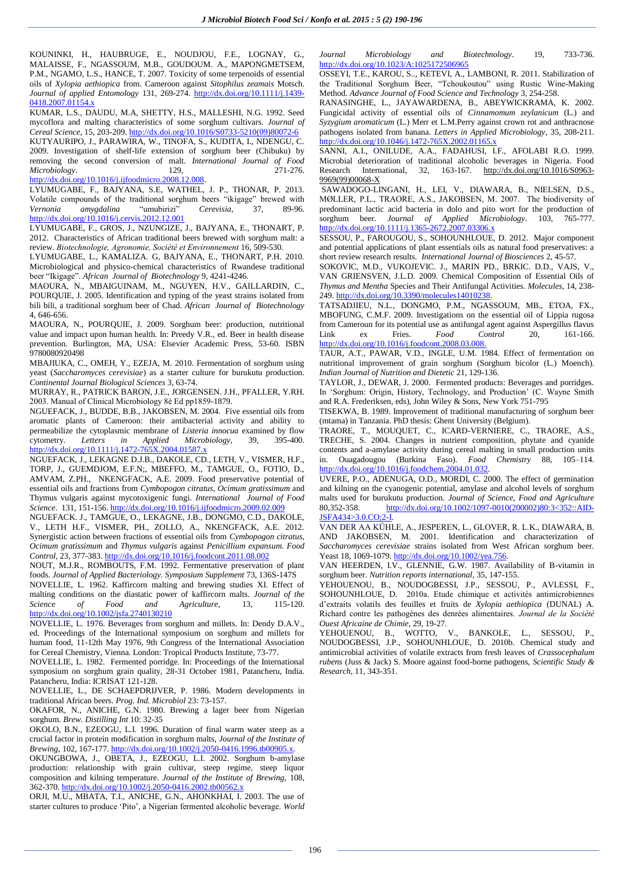KOUNINKI, H., HAUBRUGE, E., NOUDJOU, F.E., LOGNAY, G., MALAISSE, F., NGASSOUM, M.B., GOUDOUM. A., MAPONGMETSEM, P.M., NGAMO, L.S., HANCE, T. 2007. Toxicity of some terpenoids of essential oils of *Xylopia aethiopica* from. Cameroon against *Sitophilus zeamais* Motsch. *Journal of applied Entomology* 131, 269-274. http://dx.doi.org/10.1111/j.1439-0418.2007.01154.x

KUMAR, L.S., DAUDU, M.A, SHETTY, H.S., MALLESHI, N.G. 1992. Seed mycoflora and malting characteristics of some sorghum cultivars. *Journal of Cereal Science*, 15, 203-209. http://dx.doi.org/10.1016/S0733-5210(09)80072-6

KUTYAURIPO, J., PARAWIRA, W., TINOFA, S., KUDITA, I., NDENGU, C. 2009. Investigation of shelf-life extension of sorghum beer (Chibuku) by removing the second conversion of malt. *International Journal of Food Microbiology*. 129, 271-276. http://dx.doi.org/10.1016/j.ijfoodmicro.2008.12.008.

LYUMUGABE, F., BAJYANA, S.E, WATHEL, J. P., THONAR, P. 2013. Volatile compounds of the traditional sorghum beers "ikigage" brewed with *Vernonia amygdalina* "umubirizi" *Cerevisia*, 37, 89-96. http://dx.doi.org/10.1016/j.cervis.2012.12.001

LYUMUGABE, F., GROS, J., NZUNGIZE, J., BAJYANA, E., THONART, P. 2012. Characteristics of African traditional beers brewed with sorghum malt: a review. *Biotechnologie, Agronomie, Société et Environnement* 16, 509-530.

LYUMUGABE, L., KAMALIZA. G, BAJYANA, E., THONART, P.H. 2010. Microbiological and physico-chemical characteristics of Rwandese traditional beer "Ikigage". *African Journal of Biotechnology* 9, 4241-4246.

MAOURA, N., MBAIGUINAM, M., NGUYEN, H.V., GAILLARDIN, C., POURQUIE, J. 2005. Identification and typing of the yeast strains isolated from bili bili, a traditional sorghum beer of Chad. *African Journal of Biotechnology* 4, 646-656.

MAOURA, N., POURQUIE, J. 2009. Sorghum beer: production, nutritional value and impact upon human health. In: Preedy V.R., ed. Beer in health disease prevention. Burlington, MA, USA: Elsevier Academic Press, 53-60. ISBN 9780080920498

MBAJIUKA, C., OMEH, Y., EZEJA, M. 2010. Fermentation of sorghum using yeast (*Saccharomyces cerevisiae*) as a starter culture for burukutu production. *Continental Journal Biological Sciences* 3, 63-74.

MURRAY, R., PATRICK BARON, J.E., JORGENSEN. J.H., PFALLER, Y.RH. 2003. Manual of Clinical Microbiology 8è Ed pp1859-1879.

NGUEFACK, J., BUDDE, B.B., JAKOBSEN, M. 2004. Five essential oils from aromatic plants of Cameroon: their antibacterial activity and ability to permeabilize the cytoplasmic membrane of *Listeria innocua* examined by flow cytometry. *Letters in Applied Microbiology*, 39, 395-400. http://dx.doi.org/10.1111/j.1472-765X.2004.01587.x

NGUEFACK, J., LEKAGNE D.J.B., DAKOLE, CD., LETH, V., VISMER, H.F., TORP, J., GUEMDJOM, E.F.N;, MBEFFO, M., TAMGUE, O., FOTIO, D., AMVAM, Z.PH., NKENGFACK, A.E. 2009. Food preservative potential of essential oils and fractions from *Cymbopogon citratus*, *Ocimum gratissimum* and Thymus vulgaris against mycotoxigenic fungi. *International Journal of Food Science*. 131, 151-156. http://dx.doi.org/10.1016/j.ijfoodmicro.2009.02.009

NGUEFACK. J., TAMGUE, O., LEKAGNE, J.B., DONGMO, C.D., DAKOLE, V., LETH H.F., VISMER, PH., ZOLLO, A., NKENGFACK, A.E. 2012. Synergistic action between fractions of essential oils from *Cymbopogon citratus*, *Ocimum gratissimum* and *Thymus vulgaris* against *Penicillium expansum*. *Food Control*, 23, 377-383. http://dx.doi.org/10.1016/j.foodcont.2011.08.002

NOUT, M.J.R., ROMBOUTS, F.M. 1992. Fermentative preservation of plant foods. *Journal of Applied Bacteriology. Symposium Supplement* 73, 136S-147S

NOVELLIE, L. 1962. Kaffircorn malting and brewing studies XI. Effect of malting conditions on the diastatic power of kaffircorn malts. *Journal of the Science of Food and Agriculture*, 13, 115-120. http://dx.doi.org/10.1002/jsfa.2740130210

NOVELLIE, L. 1976. Beverages from sorghum and millets. In: Dendy D.A.V., ed. Proceedings of the International symposium on sorghum and millets for human food, 11-12th May 1976, 9th Congress of the International Association for Cereal Chemistry, Vienna. London: Tropical Products Institute, 73-77.

NOVELLIE, L. 1982. Fermented porridge. In: Proceedings of the International symposium on sorghum grain quality, 28-31 October 1981, Patancheru, India. Patancheru, India: ICRISAT 121-128.

NOVELLIE, L., DE SCHAEPDRIJVER, P. 1986. Modern developments in traditional African beers. *Prog. Ind. Microbiol* 23: 73-157.

OKAFOR, N., ANICHE, G.N. 1980. Brewing a lager beer from Nigerian sorghum. *Brew. Distilling Int* 10: 32-35

OKOLO, B.N., EZEOGU, L.I. 1996. Duration of final warm water steep as a crucial factor in protein modification in sorghum malts, *Journal of the Institute of Brewing*, 102, 167-177. http://dx.doi.org/10.1002/j.2050-0416.1996.tb00905.x.

OKUNGBOWA, J., OBETA, J., EZEOGU, L.I. 2002. Sorghum b-amylase production: relationship with grain cultivar, steep regime, steep liquor composition and kilning temperature. *Journal of the Institute of Brewing*, 108, 362-370. http://dx.doi.org/10.1002/j.2050-0416.2002.tb00562.x

ORJI, M.U., MBATA, T.I., ANICHE, G.N., AHONKHAI, I. 2003. The use of starter cultures to produce 'Pito', a Nigerian fermented alcoholic beverage. *World Journal Microbiology and Biotechnology*. 19, 733-736. http://dx.doi.org/10.1023/A:1025172506965

OSSEYI, T.E., KAROU, S.., KETEVI, A., LAMBONI, R. 2011. Stabilization of the Traditional Sorghum Beer, "Tchoukoutou" using Rustic Wine-Making Method. *Advance Journal of Food Science and Technology* 3, 254-258.

RANASINGHE, L., JAYAWARDENA, B., ABEYWICKRAMA, K. 2002. Fungicidal activity of essential oils of *Cinnamomum zeylanicum* (L.) and *Syzygium aromaticum* (L.) Merr et L.M.Perry against crown rot and anthracnose pathogens isolated from banana. *Letters in Applied Microbiology*, 35, 208-211. http://dx.doi.org/10.1046/j.1472-765X.2002.01165.x

SANNI, A.I., ONILUDE, A.A., FADAHUSI, I.F., AFOLABI R.O. 1999. Microbial deterioration of traditional alcoholic beverages in Nigeria. Food Research International, 32, 163-167. http://dx.doi.org/10.1016/S0963-9969(99)00068-X

SAWADOGO-LINGANI, H., LEI, V., DIAWARA, B., NIELSEN, D.S., MØLLER, P.L., TRAORE, A.S., JAKOBSEN, M. 2007. The biodiversity of predominant lactic acid bacteria in dolo and pito wort for the production of sorghum beer. *Journal of Applied Microbiology*. 103, 765-777. http://dx.doi.org/10.1111/j.1365-2672.2007.03306.x

SESSOU, P., FAROUGOU, S., SOHOUNHLOUE, D. 2012. Major component and potential applications of plant essentials oils as natural food preservatives: a short review research results. *International Journal of Biosciences* 2, 45-57.

SOKOVIC, M.D., VUKOJEVIC. J., MARIN PD., BRKIC. D.D., VAJS, V., VAN GRIENSVEN, J.L.D. 2009. Chemical Composition of Essential Oils of *Thymus and Mentha* Species and Their Antifungal Activities. *Molecules*, 14, 238-249. http://dx.doi.org/10.3390/molecules14010238.

TATSADJIEU, N.L., DONGMO, P.M., NGASSOUM, MB., ETOA, FX., MBOFUNG, C.M.F. 2009. Investigations on the essential oil of Lippia rugosa from Cameroun for its potential use as antifungal agent against Aspergillus flavus Link ex Fries. *Food Control* 20, 161-166. http://dx.doi.org/10.1016/j.foodcont.2008.03.008.

TAUR, A.T., PAWAR, V.D., INGLE, U.M. 1984. Effect of fermentation on nutritional improvement of grain sorghum (Sorghum bicolor (L.) Moench). *Indian Journal of Nutrition and Dietetic* 21, 129-136.

TAYLOR, J., DEWAR, J. 2000. Fermented products: Beverages and porridges. In 'Sorghum: Origin, History, Technology, and Production' (C. Wayne Smith and R.A. Frederiksen, eds), John Wiley & Sons, New York 751-795

TISEKWA, B. 1989. Improvement of traditional manufacturing of sorghum beer (mtama) in Tanzania. PhD thesis: Ghent University (Belgium).

TRAORE, T., MOUQUET, C., ICARD-VERNIERE, C., TRAORE, A.S., TRECHE, S. 2004. Changes in nutrient composition, phytate and cyanide contents and a-amylase activity during cereal malting in small production units in. Ouagadougou (Burkina Faso). *Food Chemistry* 88, 105–114. http://dx.doi.org/10.1016/j.foodchem.2004.01.032.

UVERE, P.O., ADENUGA, O.D., MORDI, C. 2000. The effect of germination and kilning on the cyanogenic potential, amylase and alcohol levels of sorghum malts used for burukutu production. *Journal of Science, Food and Agriculture* 80,352-358. http://dx.doi.org/10.1002/1097-0010(200002)80:3<352::AID-JSFA434>3.0.CO;2-I.

VAN DER AA KÜHLE, A., JESPEREN, L., GLOVER, R. L.K., DIAWARA, B. AND JAKOBSEN, M. 2001. Identification and characterization of *Saccharomyces cerevisiae* strains isolated from West African sorghum beer. Yeast 18, 1069-1079. http://dx.doi.org/10.1002/yea.756.

VAN HEERDEN, I.V., GLENNIE, G.W. 1987. Availability of B-vitamin in sorghum beer. *Nutrition reports international*, 35, 147-155.

YEHOUENOU, B., NOUDOGBESSI, J.P., SESSOU, P., AVLESSI, F., SOHOUNHLOUE, D. 2010a. Etude chimique et activités antimicrobiennes d'extraits volatils des feuilles et fruits de *Xylopia aethiopica* (DUNAL) A. Richard contre les pathogènes des denrées alimentaires. *Journal de la Société Ouest Africaine de Chimie*, 29, 19-27.

YEHOUENOU, B., WOTTO, V., BANKOLE, L., SESSOU, P., NOUDOGBESSI, J.P., SOHOUNHLOUE, D. 2010b. Chemical study and antimicrobial activities of volatile extracts from fresh leaves of *Crassocephalum rubens* (Juss & Jack) S. Moore against food-borne pathogens, *Scientific Study & Research*, 11, 343-351.